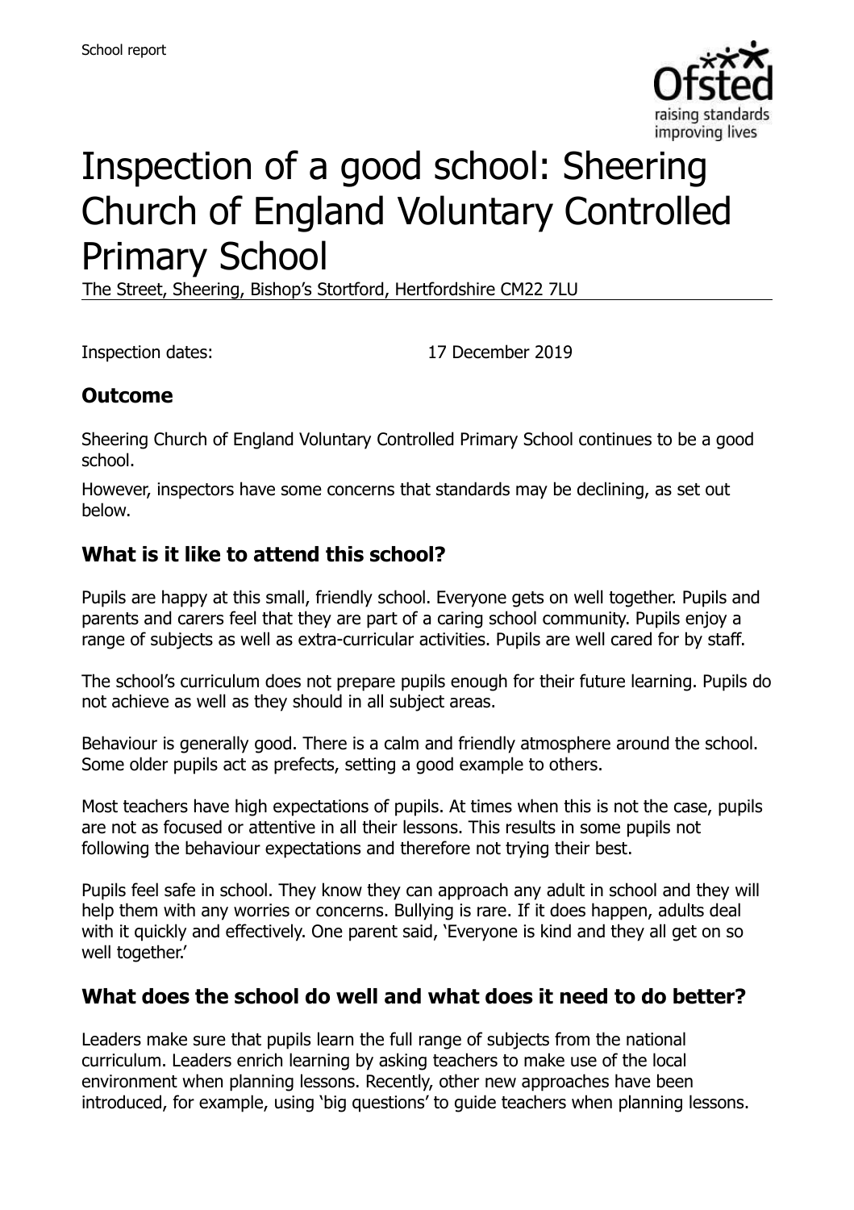School report

# Inspection of a good school: Sheering Church of England Voluntary Controlled Primary School

The Street, Sheering, Bishop's Stortford, Hertfordshire CM22 7LU

Inspection dates: 17 December 2019

## Outcome

Sheering Church of England Voluntary Controlled Primary School continues to be a good school.

However, inspectors have some concerns that standards may be declining, as set out below.

## What is it like to attend this school?

Pupils are happy at this small, friendly school. Everyone gets on well together. Pupils and parents and carers feel that they are part of a caring school community. Pupils enjoy a range of subjects as well as extra-curricular activities. Pupils are well cared for by staff.

The school's curriculum does not prepare pupils enough for their future learning. Pupils do not achieve as well as they should in all subject areas.

Behaviour is generally good. There is a calm and friendly atmosphere around the school. Some older pupils act as prefects, setting a good example to others.

Most teachers have high expectations of pupils. At times when this is not the case, pupils are not as focused or attentive in all their lessons. This results in some pupils not following the behaviour expectations and therefore not trying their best.

Pupils feel safe in school. They know they can approach any adult in school and they will help them with any worries or concerns. Bullying is rare. If it does happen, adults deal with it quickly and effectively. One parent said, 'Everyone is kind and they all get on so well together.'

## What does the school do well and what does it need to do better?

Leaders make sure that pupils learn the full range of subjects from the national curriculum. Leaders enrich learning by asking teachers to make use of the local environment when planning lessons. Recently, other new approaches have been introduced, for example, using 'big questions' to guide teachers when planning lessons.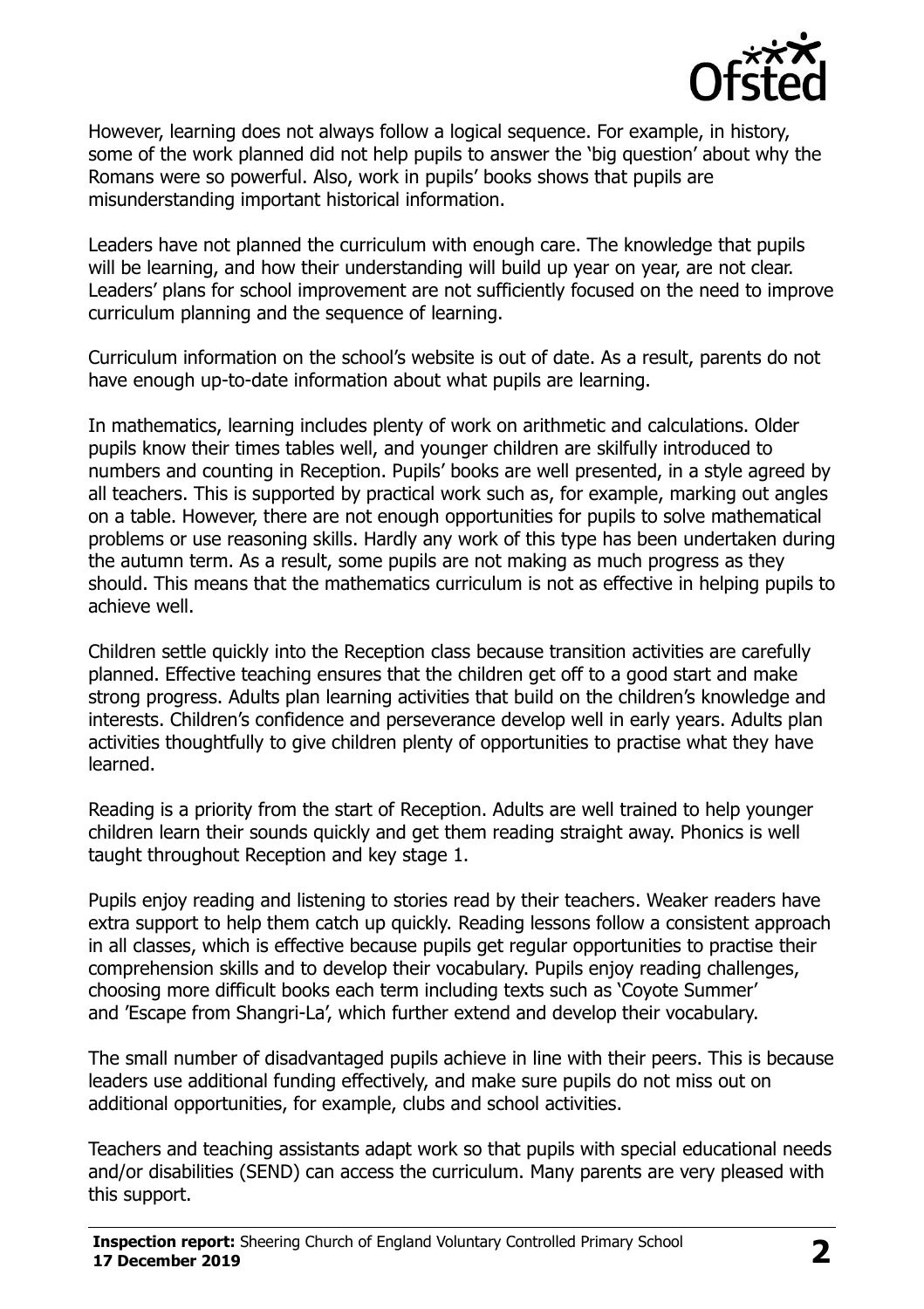However, learning does not always follow a logical sequence. For example, in history, some of the work planned did not help pupils to answer the 'big question' about why the Romans were so powerful. Also, work in pupils' books shows that pupils are misunderstanding important historical information.

Leaders have not planned the curriculum with enough care. The knowledge that pupils will be learning, and how their understanding will build up year on year, are not clear. Leaders' plans for school improvement are not sufficiently focused on the need to improve curriculum planning and the sequence of learning.

Curriculum information on the school's website is out of date. As a result, parents do not have enough up-to-date information about what pupils are learning.

In mathematics, learning includes plenty of work on arithmetic and calculations. Older pupils know their times tables well, and younger children are skilfully introduced to numbers and counting in Reception. Pupils' books are well presented, in a style agreed by all teachers. This is supported by practical work such as, for example, marking out angles on a table. However, there are not enough opportunities for pupils to solve mathematical problems or use reasoning skills. Hardly any work of this type has been undertaken during the autumn term. As a result, some pupils are not making as much progress as they should. This means that the mathematics curriculum is not as effective in helping pupils to achieve well.

Children settle quickly into the Reception class because transition activities are carefully planned. Effective teaching ensures that the children get off to a good start and make strong progress. Adults plan learning activities that build on the children's knowledge and interests. Children's confidence and perseverance develop well in early years. Adults plan activities thoughtfully to give children plenty of opportunities to practise what they have learned.

Reading is a priority from the start of Reception. Adults are well trained to help younger children learn their sounds quickly and get them reading straight away. Phonics is well taught throughout Reception and key stage 1.

Pupils enjoy reading and listening to stories read by their teachers. Weaker readers have extra support to help them catch up quickly. Reading lessons follow a consistent approach in all classes, which is effective because pupils get regular opportunities to practise their comprehension skills and to develop their vocabulary. Pupils enjoy reading challenges, choosing more difficult books each term including texts such as 'Coyote Summer' and 'Escape from Shangri-La', which further extend and develop their vocabulary.

The small number of disadvantaged pupils achieve in line with their peers. This is because leaders use additional funding effectively, and make sure pupils do not miss out on additional opportunities, for example, clubs and school activities.

Teachers and teaching assistants adapt work so that pupils with special educational needs and/or disabilities (SEND) can access the curriculum. Many parents are very pleased with this support.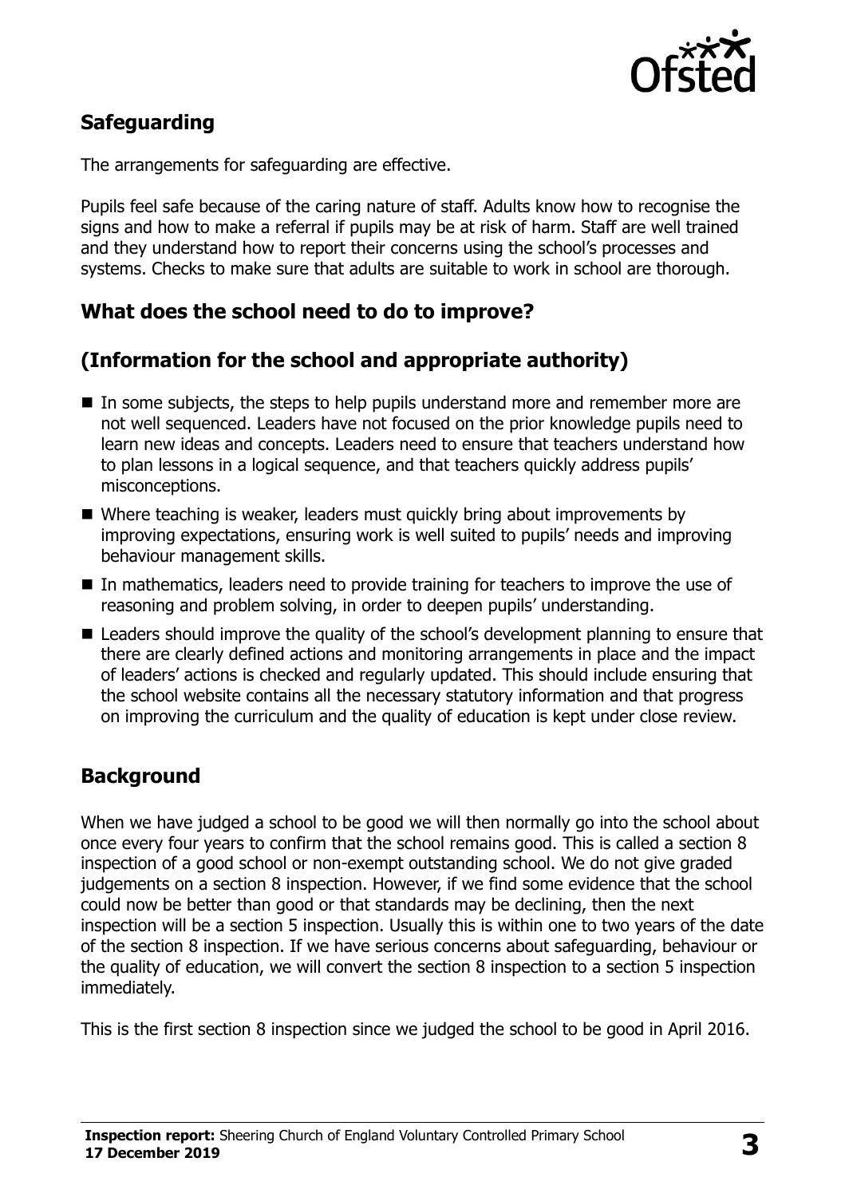## Safeguarding

The arrangements for safeguarding are effective.

Pupils feel safe because of the caring nature of staff. Adults know how to recognise the signs and how to make a referral if pupils may be at risk of harm. Staff are well trained and they understand how to report their concerns using the school's processes and systems. Checks to make sure that adults are suitable to work in school are thorough.

## What does the school need to do to improve?

## (Information for the school and appropriate authority)

- In some subjects, the steps to help pupils understand more and remember more are not well sequenced. Leaders have not focused on the prior knowledge pupils need to learn new ideas and concepts. Leaders need to ensure that teachers understand how to plan lessons in a logical sequence, and that teachers quickly address pupils' misconceptions.
- Where teaching is weaker, leaders must quickly bring about improvements by improving expectations, ensuring work is well suited to pupils' needs and improving behaviour management skills.
- In mathematics, leaders need to provide training for teachers to improve the use of reasoning and problem solving, in order to deepen pupils' understanding.
- Leaders should improve the quality of the school's development planning to ensure that there are clearly defined actions and monitoring arrangements in place and the impact of leaders' actions is checked and regularly updated. This should include ensuring that the school website contains all the necessary statutory information and that progress on improving the curriculum and the quality of education is kept under close review.

## Background

When we have judged a school to be good we will then normally go into the school about once every four years to confirm that the school remains good. This is called a section 8 inspection of a good school or non-exempt outstanding school. We do not give graded judgements on a section 8 inspection. However, if we find some evidence that the school could now be better than good or that standards may be declining, then the next inspection will be a section 5 inspection. Usually this is within one to two years of the date of the section 8 inspection. If we have serious concerns about safeguarding, behaviour or the quality of education, we will convert the section 8 inspection to a section 5 inspection immediately.

This is the first section 8 inspection since we judged the school to be good in April 2016.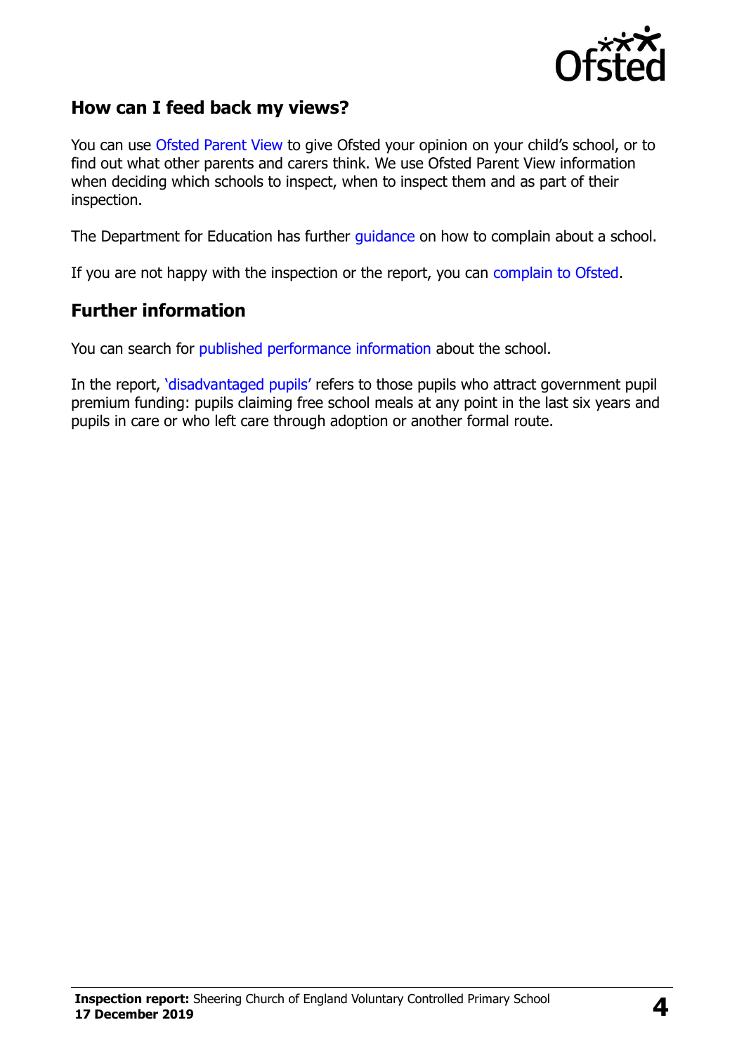## How can I feed back my views?

You can use Ofsted Parent View to give Ofsted your opinion on your child's school, or to find out what other parents and carers think. We use Ofsted Parent View information when deciding which schools to inspect, when to inspect them and as part of their inspection.

The Department for Education has further guidance on how to complain about a school.

If you are not happy with the inspection or the report, you can complain to Ofsted.

## Further information

You can search for published performance information about the school.

In the report, 'disadvantaged pupils' refers to those pupils who attract government pupil premium funding: pupils claiming free school meals at any point in the last six years and pupils in care or who left care through adoption or another formal route.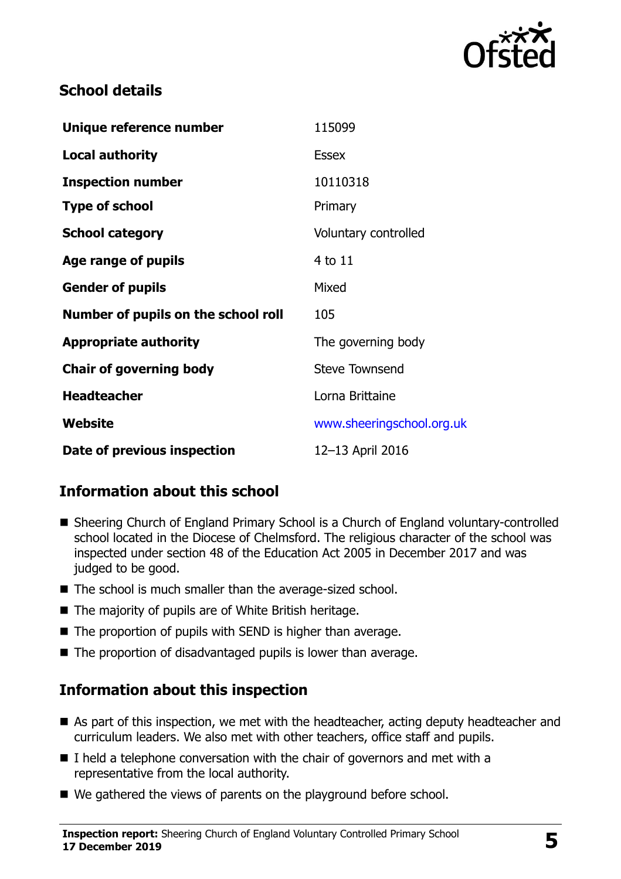## School details

| | |
|---|---|
| **Unique reference number** | 115099 |
| **Local authority** | Essex |
| **Inspection number** | 10110318 |
| **Type of school** | Primary |
| **School category** | Voluntary controlled |
| **Age range of pupils** | 4 to 11 |
| **Gender of pupils** | Mixed |
| **Number of pupils on the school roll** | 105 |
| **Appropriate authority** | The governing body |
| **Chair of governing body** | Steve Townsend |
| **Headteacher** | Lorna Brittaine |
| **Website** | www.sheeringschool.org.uk |
| **Date of previous inspection** | 12–13 April 2016 |

## Information about this school

- Sheering Church of England Primary School is a Church of England voluntary-controlled school located in the Diocese of Chelmsford. The religious character of the school was inspected under section 48 of the Education Act 2005 in December 2017 and was judged to be good.
- The school is much smaller than the average-sized school.
- The majority of pupils are of White British heritage.
- The proportion of pupils with SEND is higher than average.
- The proportion of disadvantaged pupils is lower than average.

## Information about this inspection

- As part of this inspection, we met with the headteacher, acting deputy headteacher and curriculum leaders. We also met with other teachers, office staff and pupils.
- I held a telephone conversation with the chair of governors and met with a representative from the local authority.
- We gathered the views of parents on the playground before school.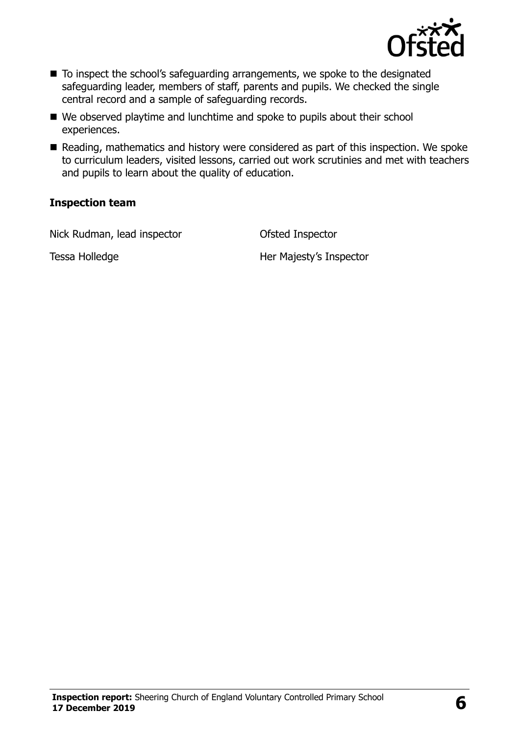- To inspect the school's safeguarding arrangements, we spoke to the designated safeguarding leader, members of staff, parents and pupils. We checked the single central record and a sample of safeguarding records.
- We observed playtime and lunchtime and spoke to pupils about their school experiences.
- Reading, mathematics and history were considered as part of this inspection. We spoke to curriculum leaders, visited lessons, carried out work scrutinies and met with teachers and pupils to learn about the quality of education.

### Inspection team

| | |
|---|---|
| Nick Rudman, lead inspector | Ofsted Inspector |
| Tessa Holledge | Her Majesty's Inspector |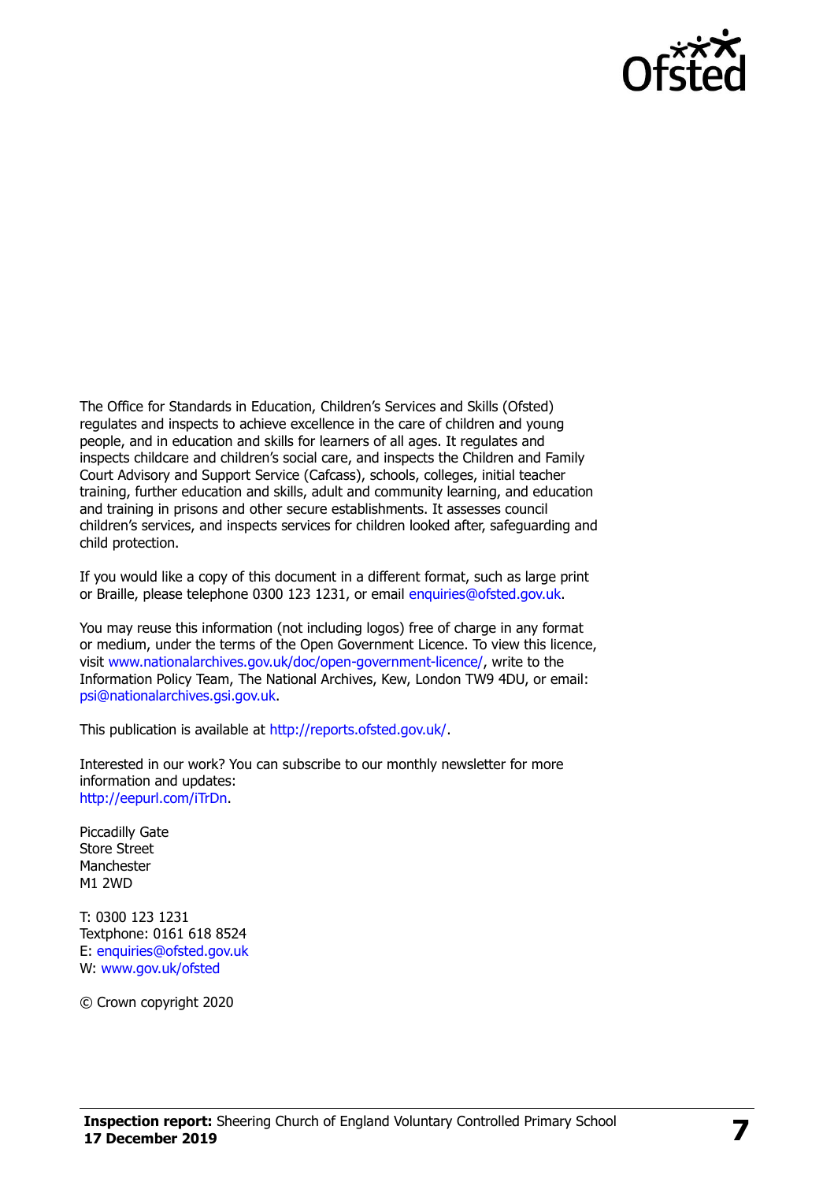The Office for Standards in Education, Children's Services and Skills (Ofsted) regulates and inspects to achieve excellence in the care of children and young people, and in education and skills for learners of all ages. It regulates and inspects childcare and children's social care, and inspects the Children and Family Court Advisory and Support Service (Cafcass), schools, colleges, initial teacher training, further education and skills, adult and community learning, and education and training in prisons and other secure establishments. It assesses council children's services, and inspects services for children looked after, safeguarding and child protection.

If you would like a copy of this document in a different format, such as large print or Braille, please telephone 0300 123 1231, or email enquiries@ofsted.gov.uk.

You may reuse this information (not including logos) free of charge in any format or medium, under the terms of the Open Government Licence. To view this licence, visit www.nationalarchives.gov.uk/doc/open-government-licence/, write to the Information Policy Team, The National Archives, Kew, London TW9 4DU, or email: psi@nationalarchives.gsi.gov.uk.

This publication is available at http://reports.ofsted.gov.uk/.

Interested in our work? You can subscribe to our monthly newsletter for more information and updates:
http://eepurl.com/iTrDn.

Piccadilly Gate
Store Street
Manchester
M1 2WD

T: 0300 123 1231
Textphone: 0161 618 8524
E: enquiries@ofsted.gov.uk
W: www.gov.uk/ofsted

© Crown copyright 2020